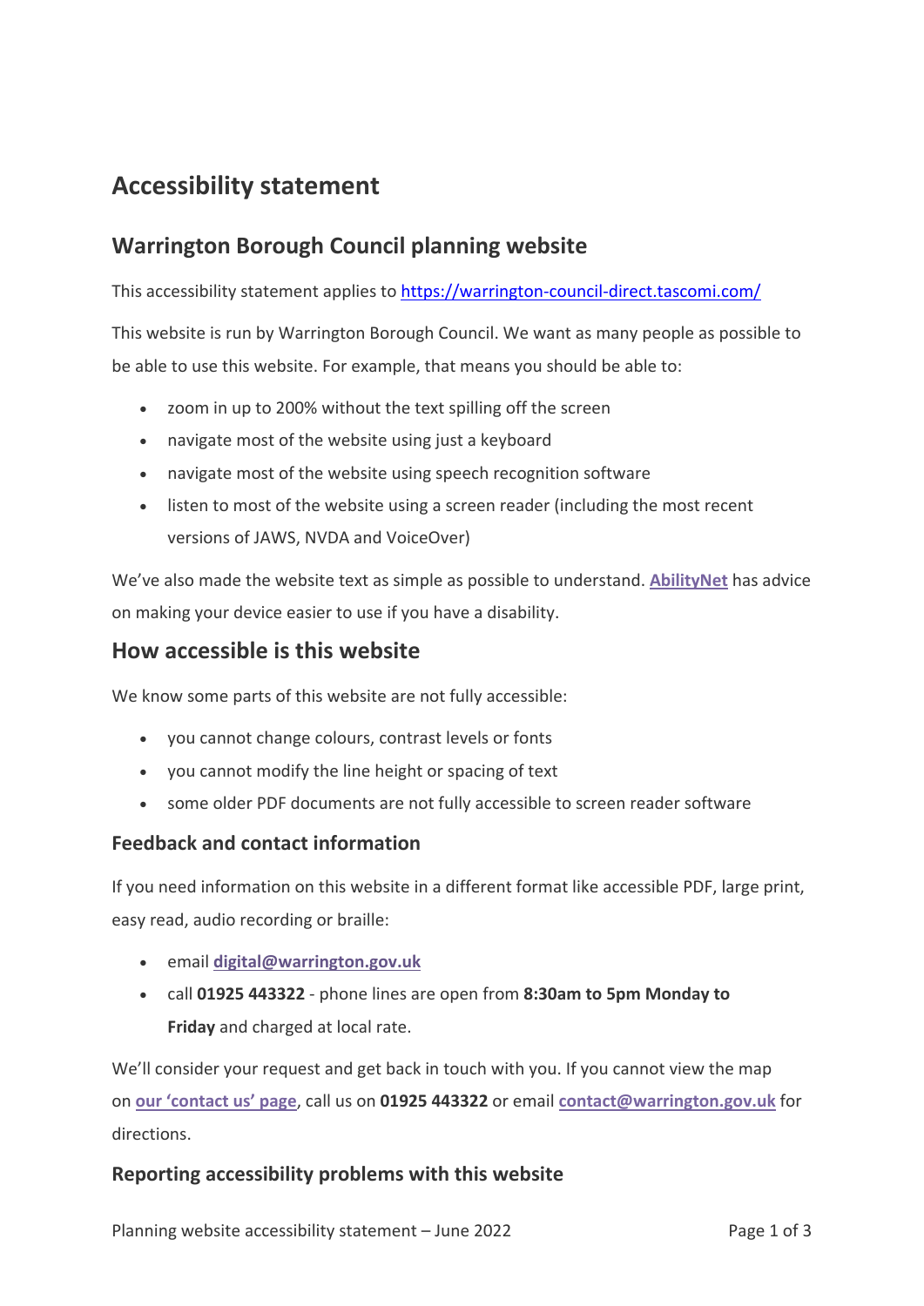# Accessibility statement

## Warrington Borough Council planning website

This accessibility statement applies to https://warrington-council-direct.tascomi.com/

This website is run by Warrington Borough Council. We want as many people as possible to be able to use this website. For example, that means you should be able to:

- zoom in up to 200% without the text spilling off the screen
- navigate most of the website using just a keyboard
- navigate most of the website using speech recognition software
- listen to most of the website using a screen reader (including the most recent versions of JAWS, NVDA and VoiceOver)

We've also made the website text as simple as possible to understand. **AbilityNet** has advice on making your device easier to use if you have a disability.

## How accessible is this website

We know some parts of this website are not fully accessible:

- you cannot change colours, contrast levels or fonts
- you cannot modify the line height or spacing of text
- some older PDF documents are not fully accessible to screen reader software

### Feedback and contact information

If you need information on this website in a different format like accessible PDF, large print, easy read, audio recording or braille:

- email **digital@warrington.gov.uk**
- call **01925 443322** - phone lines are open from **8:30am to 5pm Monday to Friday** and charged at local rate.

We'll consider your request and get back in touch with you. If you cannot view the map on **our 'contact us' page**, call us on **01925 443322** or email **contact@warrington.gov.uk** for directions.

### Reporting accessibility problems with this website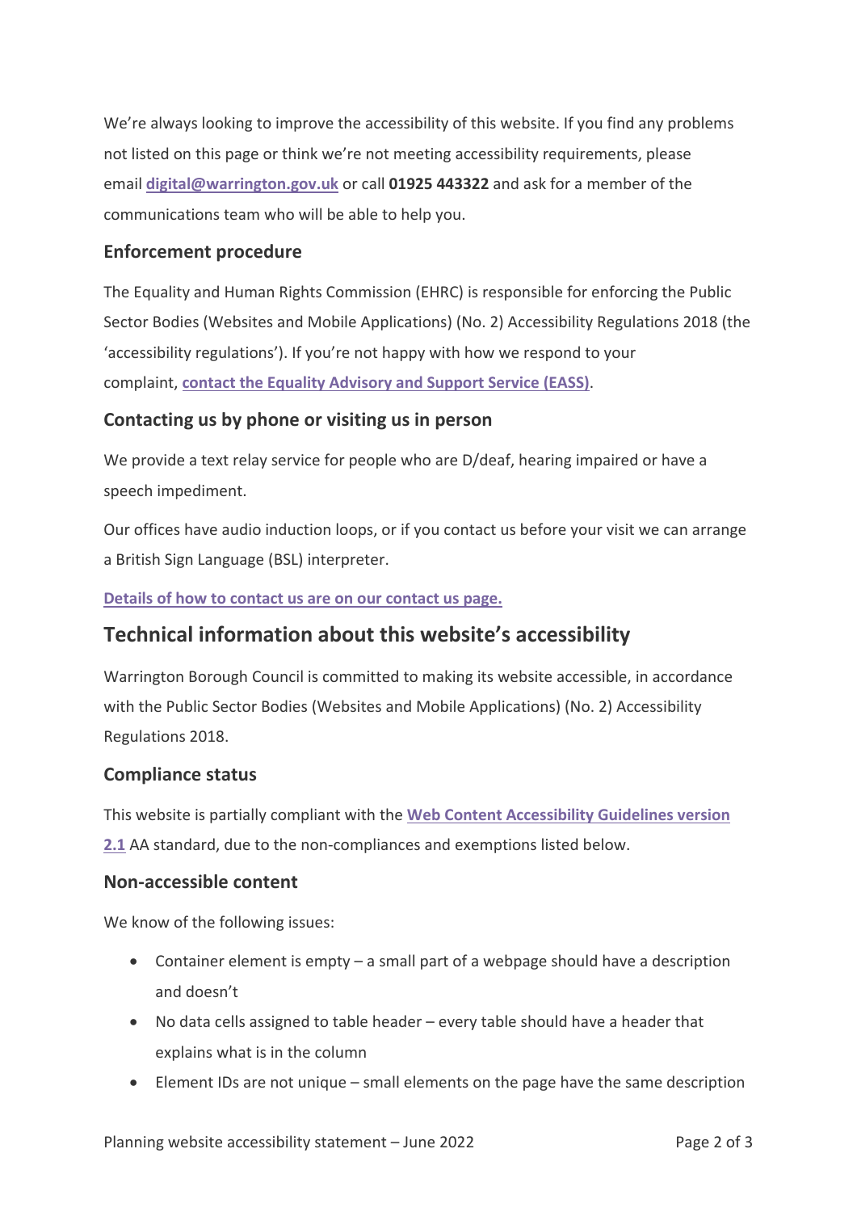We're always looking to improve the accessibility of this website. If you find any problems not listed on this page or think we're not meeting accessibility requirements, please email **digital@warrington.gov.uk** or call **01925 443322** and ask for a member of the communications team who will be able to help you.

### Enforcement procedure

The Equality and Human Rights Commission (EHRC) is responsible for enforcing the Public Sector Bodies (Websites and Mobile Applications) (No. 2) Accessibility Regulations 2018 (the 'accessibility regulations'). If you're not happy with how we respond to your complaint, **contact the Equality Advisory and Support Service (EASS)**.

### Contacting us by phone or visiting us in person

We provide a text relay service for people who are D/deaf, hearing impaired or have a speech impediment.

Our offices have audio induction loops, or if you contact us before your visit we can arrange a British Sign Language (BSL) interpreter.

**Details of how to contact us are on our contact us page.**

## Technical information about this website's accessibility

Warrington Borough Council is committed to making its website accessible, in accordance with the Public Sector Bodies (Websites and Mobile Applications) (No. 2) Accessibility Regulations 2018.

### Compliance status

This website is partially compliant with the **Web Content Accessibility Guidelines version 2.1** AA standard, due to the non-compliances and exemptions listed below.

### Non-accessible content

We know of the following issues:

- Container element is empty – a small part of a webpage should have a description and doesn't
- No data cells assigned to table header – every table should have a header that explains what is in the column
- Element IDs are not unique – small elements on the page have the same description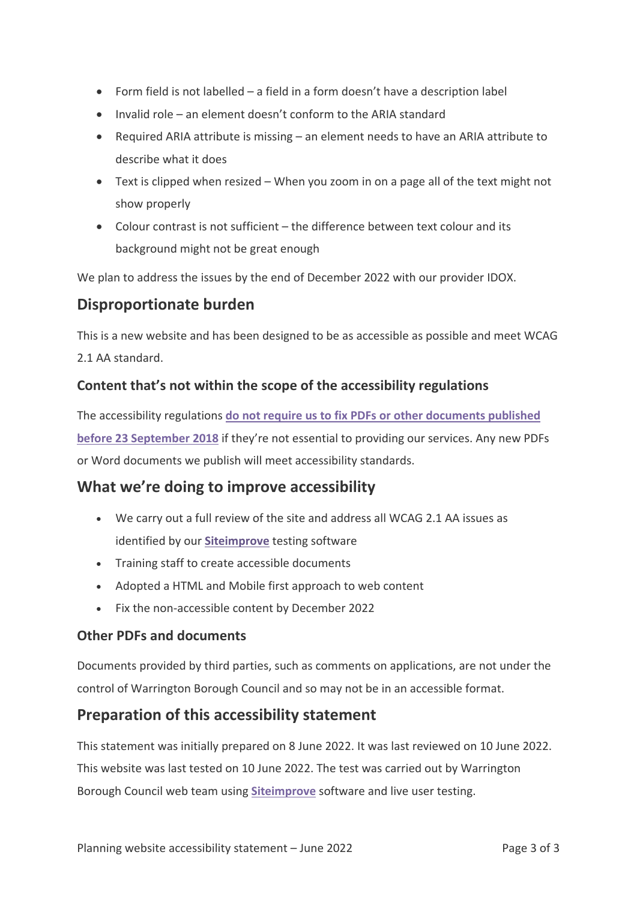- Form field is not labelled – a field in a form doesn't have a description label
- Invalid role – an element doesn't conform to the ARIA standard
- Required ARIA attribute is missing – an element needs to have an ARIA attribute to describe what it does
- Text is clipped when resized – When you zoom in on a page all of the text might not show properly
- Colour contrast is not sufficient – the difference between text colour and its background might not be great enough

We plan to address the issues by the end of December 2022 with our provider IDOX.

## Disproportionate burden

This is a new website and has been designed to be as accessible as possible and meet WCAG 2.1 AA standard.

### Content that's not within the scope of the accessibility regulations

The accessibility regulations **do not require us to fix PDFs or other documents published before 23 September 2018** if they're not essential to providing our services. Any new PDFs or Word documents we publish will meet accessibility standards.

## What we're doing to improve accessibility

- We carry out a full review of the site and address all WCAG 2.1 AA issues as identified by our **Siteimprove** testing software
- Training staff to create accessible documents
- Adopted a HTML and Mobile first approach to web content
- Fix the non-accessible content by December 2022

### Other PDFs and documents

Documents provided by third parties, such as comments on applications, are not under the control of Warrington Borough Council and so may not be in an accessible format.

## Preparation of this accessibility statement

This statement was initially prepared on 8 June 2022. It was last reviewed on 10 June 2022. This website was last tested on 10 June 2022. The test was carried out by Warrington Borough Council web team using **Siteimprove** software and live user testing.